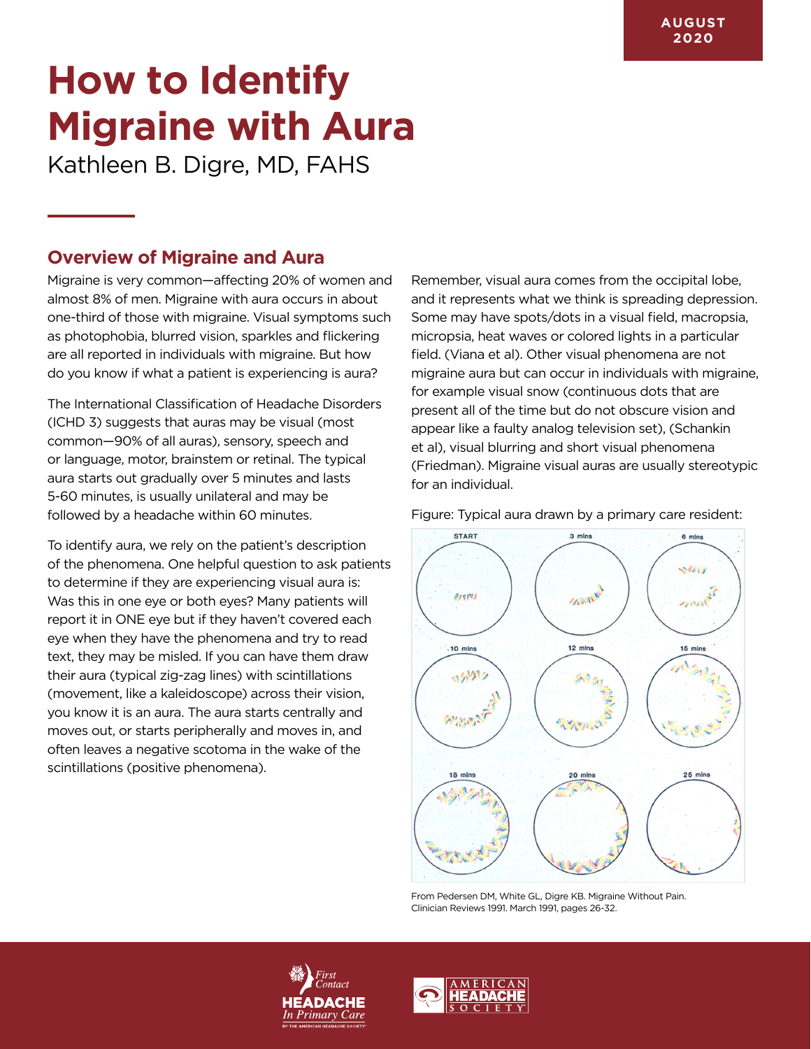AUGUST 2020

# How to Identify Migraine with Aura

Kathleen B. Digre, MD, FAHS

## Overview of Migraine and Aura

Migraine is very common—affecting 20% of women and almost 8% of men. Migraine with aura occurs in about one-third of those with migraine. Visual symptoms such as photophobia, blurred vision, sparkles and flickering are all reported in individuals with migraine. But how do you know if what a patient is experiencing is aura?

The International Classification of Headache Disorders (ICHD 3) suggests that auras may be visual (most common—90% of all auras), sensory, speech and or language, motor, brainstem or retinal. The typical aura starts out gradually over 5 minutes and lasts 5-60 minutes, is usually unilateral and may be followed by a headache within 60 minutes.

To identify aura, we rely on the patient's description of the phenomena. One helpful question to ask patients to determine if they are experiencing visual aura is: Was this in one eye or both eyes? Many patients will report it in ONE eye but if they haven't covered each eye when they have the phenomena and try to read text, they may be misled. If you can have them draw their aura (typical zig-zag lines) with scintillations (movement, like a kaleidoscope) across their vision, you know it is an aura. The aura starts centrally and moves out, or starts peripherally and moves in, and often leaves a negative scotoma in the wake of the scintillations (positive phenomena).

Remember, visual aura comes from the occipital lobe, and it represents what we think is spreading depression. Some may have spots/dots in a visual field, macropsia, micropsia, heat waves or colored lights in a particular field. (Viana et al). Other visual phenomena are not migraine aura but can occur in individuals with migraine, for example visual snow (continuous dots that are present all of the time but do not obscure vision and appear like a faulty analog television set), (Schankin et al), visual blurring and short visual phenomena (Friedman). Migraine visual auras are usually stereotypic for an individual.

Figure: Typical aura drawn by a primary care resident:

START | 3 mins | 6 mins | 10 mins | 12 mins | 15 mins | 18 mins | 20 mins | 25 mins

From Pedersen DM, White GL, Digre KB. Migraine Without Pain. Clinician Reviews 1991. March 1991, pages 26-32.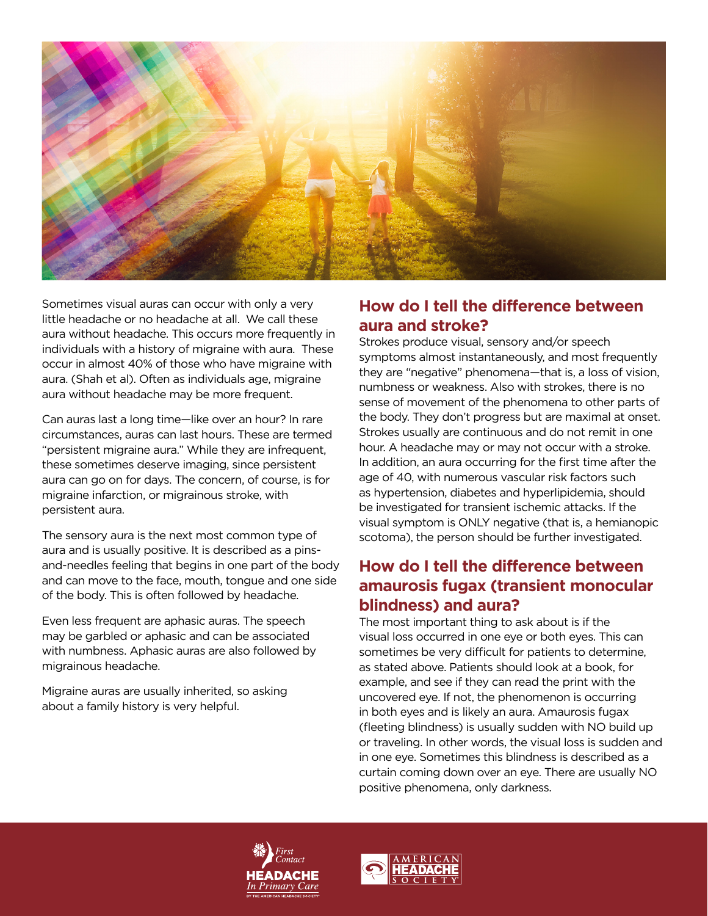Sometimes visual auras can occur with only a very little headache or no headache at all. We call these aura without headache. This occurs more frequently in individuals with a history of migraine with aura. These occur in almost 40% of those who have migraine with aura. (Shah et al). Often as individuals age, migraine aura without headache may be more frequent.

Can auras last a long time—like over an hour? In rare circumstances, auras can last hours. These are termed "persistent migraine aura." While they are infrequent, these sometimes deserve imaging, since persistent aura can go on for days. The concern, of course, is for migraine infarction, or migrainous stroke, with persistent aura.

The sensory aura is the next most common type of aura and is usually positive. It is described as a pins-and-needles feeling that begins in one part of the body and can move to the face, mouth, tongue and one side of the body. This is often followed by headache.

Even less frequent are aphasic auras. The speech may be garbled or aphasic and can be associated with numbness. Aphasic auras are also followed by migrainous headache.

Migraine auras are usually inherited, so asking about a family history is very helpful.

## How do I tell the difference between aura and stroke?

Strokes produce visual, sensory and/or speech symptoms almost instantaneously, and most frequently they are "negative" phenomena—that is, a loss of vision, numbness or weakness. Also with strokes, there is no sense of movement of the phenomena to other parts of the body. They don't progress but are maximal at onset. Strokes usually are continuous and do not remit in one hour. A headache may or may not occur with a stroke. In addition, an aura occurring for the first time after the age of 40, with numerous vascular risk factors such as hypertension, diabetes and hyperlipidemia, should be investigated for transient ischemic attacks. If the visual symptom is ONLY negative (that is, a hemianopic scotoma), the person should be further investigated.

## How do I tell the difference between amaurosis fugax (transient monocular blindness) and aura?

The most important thing to ask about is if the visual loss occurred in one eye or both eyes. This can sometimes be very difficult for patients to determine, as stated above. Patients should look at a book, for example, and see if they can read the print with the uncovered eye. If not, the phenomenon is occurring in both eyes and is likely an aura. Amaurosis fugax (fleeting blindness) is usually sudden with NO build up or traveling. In other words, the visual loss is sudden and in one eye. Sometimes this blindness is described as a curtain coming down over an eye. There are usually NO positive phenomena, only darkness.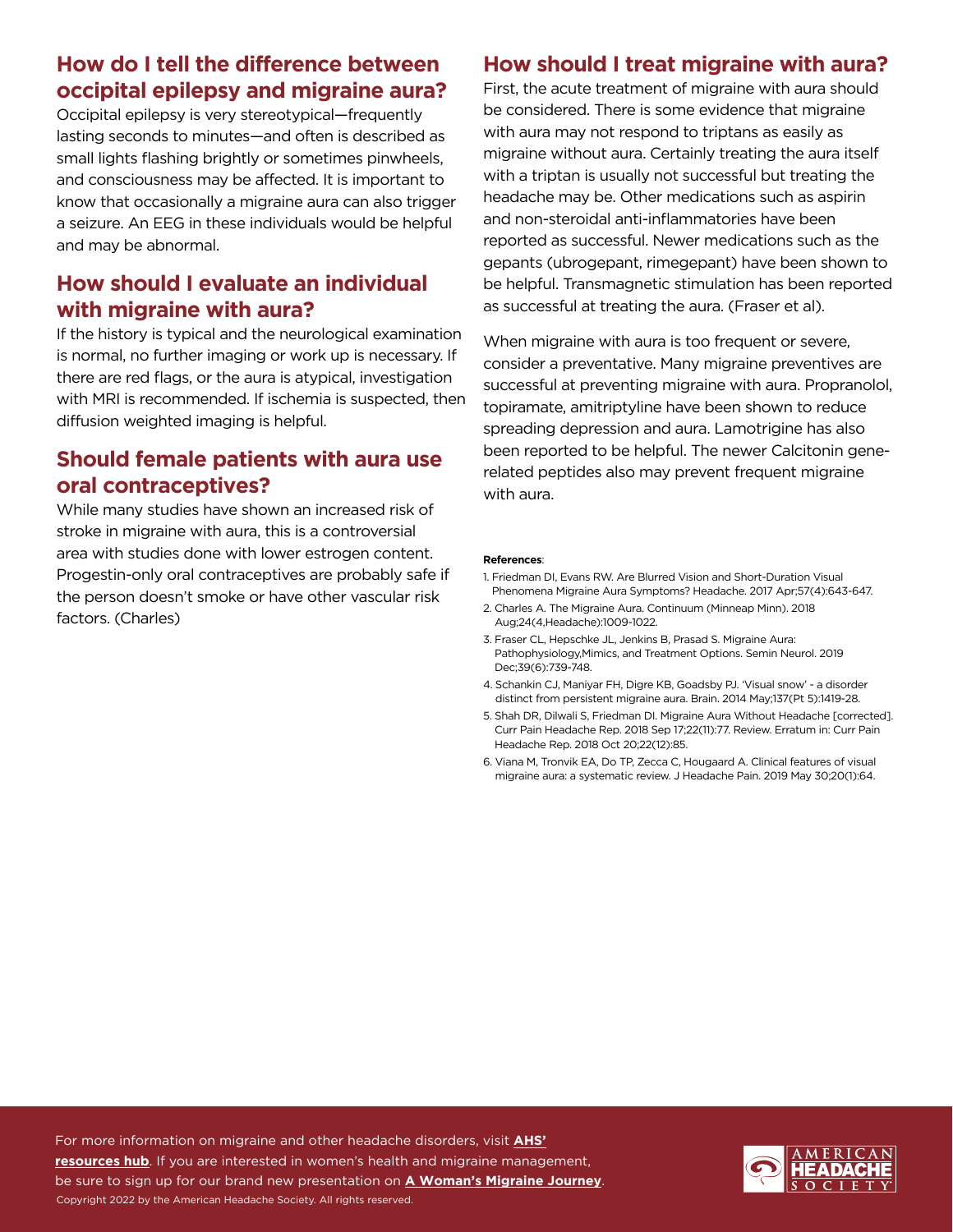## How do I tell the difference between occipital epilepsy and migraine aura?

Occipital epilepsy is very stereotypical—frequently lasting seconds to minutes—and often is described as small lights flashing brightly or sometimes pinwheels, and consciousness may be affected. It is important to know that occasionally a migraine aura can also trigger a seizure. An EEG in these individuals would be helpful and may be abnormal.

## How should I evaluate an individual with migraine with aura?

If the history is typical and the neurological examination is normal, no further imaging or work up is necessary. If there are red flags, or the aura is atypical, investigation with MRI is recommended. If ischemia is suspected, then diffusion weighted imaging is helpful.

## Should female patients with aura use oral contraceptives?

While many studies have shown an increased risk of stroke in migraine with aura, this is a controversial area with studies done with lower estrogen content. Progestin-only oral contraceptives are probably safe if the person doesn't smoke or have other vascular risk factors. (Charles)

## How should I treat migraine with aura?

First, the acute treatment of migraine with aura should be considered. There is some evidence that migraine with aura may not respond to triptans as easily as migraine without aura. Certainly treating the aura itself with a triptan is usually not successful but treating the headache may be. Other medications such as aspirin and non-steroidal anti-inflammatories have been reported as successful. Newer medications such as the gepants (ubrogepant, rimegepant) have been shown to be helpful. Transmagnetic stimulation has been reported as successful at treating the aura. (Fraser et al).

When migraine with aura is too frequent or severe, consider a preventative. Many migraine preventives are successful at preventing migraine with aura. Propranolol, topiramate, amitriptyline have been shown to reduce spreading depression and aura. Lamotrigine has also been reported to be helpful. The newer Calcitonin gene-related peptides also may prevent frequent migraine with aura.

**References**:

1. Friedman DI, Evans RW. Are Blurred Vision and Short-Duration Visual Phenomena Migraine Aura Symptoms? Headache. 2017 Apr;57(4):643-647.
2. Charles A. The Migraine Aura. Continuum (Minneap Minn). 2018 Aug;24(4,Headache):1009-1022.
3. Fraser CL, Hepschke JL, Jenkins B, Prasad S. Migraine Aura: Pathophysiology,Mimics, and Treatment Options. Semin Neurol. 2019 Dec;39(6):739-748.
4. Schankin CJ, Maniyar FH, Digre KB, Goadsby PJ. 'Visual snow' - a disorder distinct from persistent migraine aura. Brain. 2014 May;137(Pt 5):1419-28.
5. Shah DR, Dilwali S, Friedman DI. Migraine Aura Without Headache [corrected]. Curr Pain Headache Rep. 2018 Sep 17;22(11):77. Review. Erratum in: Curr Pain Headache Rep. 2018 Oct 20;22(12):85.
6. Viana M, Tronvik EA, Do TP, Zecca C, Hougaard A. Clinical features of visual migraine aura: a systematic review. J Headache Pain. 2019 May 30;20(1):64.

For more information on migraine and other headache disorders, visit **AHS' resources hub**. If you are interested in women's health and migraine management, be sure to sign up for our brand new presentation on **A Woman's Migraine Journey**.

Copyright 2022 by the American Headache Society. All rights reserved.

AMERICAN HEADACHE SOCIETY